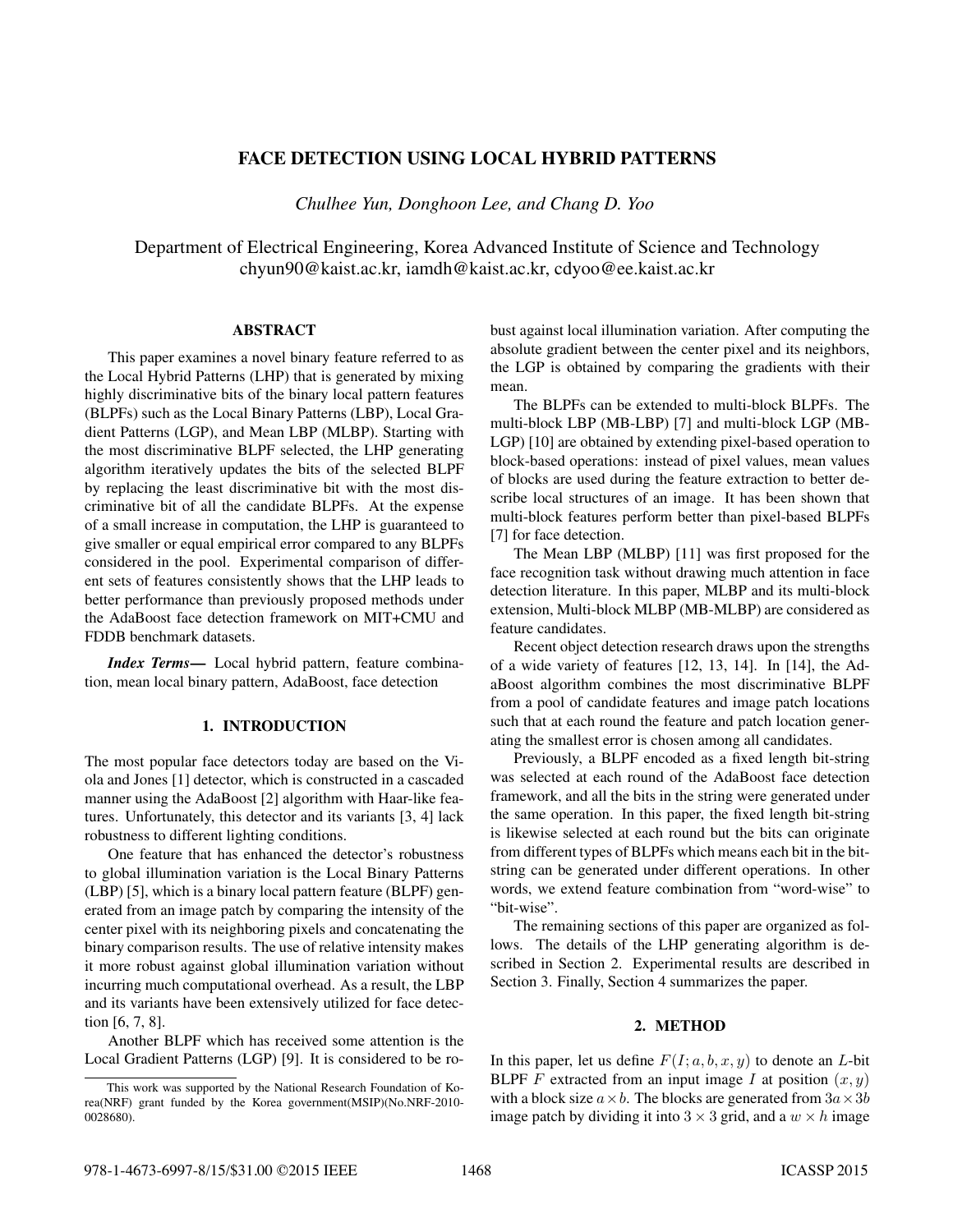# FACE DETECTION USING LOCAL HYBRID PATTERNS

*Chulhee Yun, Donghoon Lee, and Chang D. Yoo*

Department of Electrical Engineering, Korea Advanced Institute of Science and Technology
chyun90@kaist.ac.kr, iamdh@kaist.ac.kr, cdyoo@ee.kaist.ac.kr

## ABSTRACT

This paper examines a novel binary feature referred to as the Local Hybrid Patterns (LHP) that is generated by mixing highly discriminative bits of the binary local pattern features (BLPFs) such as the Local Binary Patterns (LBP), Local Gradient Patterns (LGP), and Mean LBP (MLBP). Starting with the most discriminative BLPF selected, the LHP generating algorithm iteratively updates the bits of the selected BLPF by replacing the least discriminative bit with the most discriminative bit of all the candidate BLPFs. At the expense of a small increase in computation, the LHP is guaranteed to give smaller or equal empirical error compared to any BLPFs considered in the pool. Experimental comparison of different sets of features consistently shows that the LHP leads to better performance than previously proposed methods under the AdaBoost face detection framework on MIT+CMU and FDDB benchmark datasets.

***Index Terms***— Local hybrid pattern, feature combination, mean local binary pattern, AdaBoost, face detection

## 1. INTRODUCTION

The most popular face detectors today are based on the Viola and Jones [1] detector, which is constructed in a cascaded manner using the AdaBoost [2] algorithm with Haar-like features. Unfortunately, this detector and its variants [3, 4] lack robustness to different lighting conditions.

One feature that has enhanced the detector's robustness to global illumination variation is the Local Binary Patterns (LBP) [5], which is a binary local pattern feature (BLPF) generated from an image patch by comparing the intensity of the center pixel with its neighboring pixels and concatenating the binary comparison results. The use of relative intensity makes it more robust against global illumination variation without incurring much computational overhead. As a result, the LBP and its variants have been extensively utilized for face detection [6, 7, 8].

Another BLPF which has received some attention is the Local Gradient Patterns (LGP) [9]. It is considered to be robust against local illumination variation. After computing the absolute gradient between the center pixel and its neighbors, the LGP is obtained by comparing the gradients with their mean.

The BLPFs can be extended to multi-block BLPFs. The multi-block LBP (MB-LBP) [7] and multi-block LGP (MB-LGP) [10] are obtained by extending pixel-based operation to block-based operations: instead of pixel values, mean values of blocks are used during the feature extraction to better describe local structures of an image. It has been shown that multi-block features perform better than pixel-based BLPFs [7] for face detection.

The Mean LBP (MLBP) [11] was first proposed for the face recognition task without drawing much attention in face detection literature. In this paper, MLBP and its multi-block extension, Multi-block MLBP (MB-MLBP) are considered as feature candidates.

Recent object detection research draws upon the strengths of a wide variety of features [12, 13, 14]. In [14], the AdaBoost algorithm combines the most discriminative BLPF from a pool of candidate features and image patch locations such that at each round the feature and patch location generating the smallest error is chosen among all candidates.

Previously, a BLPF encoded as a fixed length bit-string was selected at each round of the AdaBoost face detection framework, and all the bits in the string were generated under the same operation. In this paper, the fixed length bit-string is likewise selected at each round but the bits can originate from different types of BLPFs which means each bit in the bit-string can be generated under different operations. In other words, we extend feature combination from "word-wise" to "bit-wise".

The remaining sections of this paper are organized as follows. The details of the LHP generating algorithm is described in Section 2. Experimental results are described in Section 3. Finally, Section 4 summarizes the paper.

## 2. METHOD

In this paper, let us define $F(I; a, b, x, y)$ to denote an $L$-bit BLPF $F$ extracted from an input image $I$ at position $(x, y)$ with a block size $a \times b$. The blocks are generated from $3a \times 3b$ image patch by dividing it into $3 \times 3$ grid, and a $w \times h$ image

This work was supported by the National Research Foundation of Korea(NRF) grant funded by the Korea government(MSIP)(No.NRF-2010-0028680).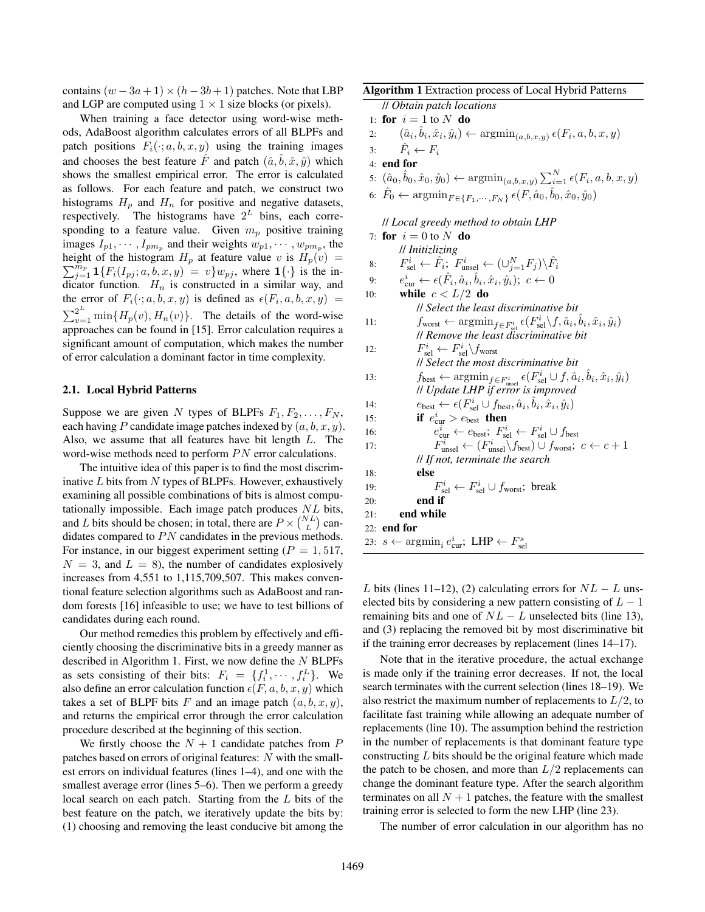contains $(w - 3a + 1) \times (h - 3b + 1)$ patches. Note that LBP and LGP are computed using $1 \times 1$ size blocks (or pixels).

When training a face detector using word-wise methods, AdaBoost algorithm calculates errors of all BLPFs and patch positions $F_i(\cdot; a, b, x, y)$ using the training images and chooses the best feature $\hat{F}$ and patch $(\hat{a}, \hat{b}, \hat{x}, \hat{y})$ which shows the smallest empirical error. The error is calculated as follows. For each feature and patch, we construct two histograms $H_p$ and $H_n$ for positive and negative datasets, respectively. The histograms have $2^L$ bins, each corresponding to a feature value. Given $m_p$ positive training images $I_{p1}, \cdots, I_{pm_p}$ and their weights $w_{p1}, \cdots, w_{pm_p}$, the height of the histogram $H_p$ at feature value $v$ is $H_p(v) = \sum_{j=1}^{m_p} \mathbf{1}\{F_i(I_{pj}; a, b, x, y) = v\} w_{pj}$, where $\mathbf{1}\{\cdot\}$ is the indicator function. $H_n$ is constructed in a similar way, and the error of $F_i(\cdot; a, b, x, y)$ is defined as $\epsilon(F_i, a, b, x, y) = \sum_{v=1}^{2^L} \min\{H_p(v), H_n(v)\}$. The details of the word-wise approaches can be found in [15]. Error calculation requires a significant amount of computation, which makes the number of error calculation a dominant factor in time complexity.

## 2.1. Local Hybrid Patterns

Suppose we are given $N$ types of BLPFs $F_1, F_2, \ldots, F_N$, each having $P$ candidate image patches indexed by $(a, b, x, y)$. Also, we assume that all features have bit length $L$. The word-wise methods need to perform $PN$ error calculations.

The intuitive idea of this paper is to find the most discriminative $L$ bits from $N$ types of BLPFs. However, exhaustively examining all possible combinations of bits is almost computationally impossible. Each image patch produces $NL$ bits, and $L$ bits should be chosen; in total, there are $P \times \binom{NL}{L}$ candidates compared to $PN$ candidates in the previous methods. For instance, in our biggest experiment setting ($P = 1,517$, $N = 3$, and $L = 8$), the number of candidates explosively increases from 4,551 to 1,115,709,507. This makes conventional feature selection algorithms such as AdaBoost and random forests [16] infeasible to use; we have to test billions of candidates during each round.

Our method remedies this problem by effectively and efficiently choosing the discriminative bits in a greedy manner as described in Algorithm 1. First, we now define the $N$ BLPFs as sets consisting of their bits: $F_i = \{f_i^1, \cdots, f_i^L\}$. We also define an error calculation function $\epsilon(F, a, b, x, y)$ which takes a set of BLPF bits $F$ and an image patch $(a, b, x, y)$, and returns the empirical error through the error calculation procedure described at the beginning of this section.

We firstly choose the $N + 1$ candidate patches from $P$ patches based on errors of original features: $N$ with the smallest errors on individual features (lines 1–4), and one with the smallest average error (lines 5–6). Then we perform a greedy local search on each patch. Starting from the $L$ bits of the best feature on the patch, we iteratively update the bits by: (1) choosing and removing the least conducive bit among the $L$ bits (lines 11–12), (2) calculating errors for $NL - L$ unselected bits by considering a new pattern consisting of $L - 1$ remaining bits and one of $NL - L$ unselected bits (line 13), and (3) replacing the removed bit by most discriminative bit if the training error decreases by replacement (lines 14–17).

**Algorithm 1** Extraction process of Local Hybrid Patterns

```
    // Obtain patch locations
 1: for i = 1 to N do
 2:     (â_i, b̂_i, x̂_i, ŷ_i) ← argmin_(a,b,x,y) ε(F_i, a, b, x, y)
 3:     F̂_i ← F_i
 4: end for
 5: (â_0, b̂_0, x̂_0, ŷ_0) ← argmin_(a,b,x,y) Σ_{i=1}^{N} ε(F_i, a, b, x, y)
 6: F̂_0 ← argmin_{F ∈ {F_1,...,F_N}} ε(F, â_0, b̂_0, x̂_0, ŷ_0)

    // Local greedy method to obtain LHP
 7: for i = 0 to N do
        // Initizlizing
 8:     F^i_sel ← F̂_i;  F^i_unsel ← (∪_{j=1}^{N} F_j)\F̂_i
 9:     e^i_cur ← ε(F̂_i, â_i, b̂_i, x̂_i, ŷ_i);  c ← 0
10:     while c < L/2 do
            // Select the least discriminative bit
11:         f_worst ← argmin_{f ∈ F^i_sel} ε(F^i_sel\f, â_i, b̂_i, x̂_i, ŷ_i)
            // Remove the least discriminative bit
12:         F^i_sel ← F^i_sel\f_worst
            // Select the most discriminative bit
13:         f_best ← argmin_{f ∈ F^i_unsel} ε(F^i_sel ∪ f, â_i, b̂_i, x̂_i, ŷ_i)
            // Update LHP if error is improved
14:         e_best ← ε(F^i_sel ∪ f_best, â_i, b̂_i, x̂_i, ŷ_i)
15:         if e^i_cur > e_best then
16:             e^i_cur ← e_best;  F^i_sel ← F^i_sel ∪ f_best
17:             F^i_unsel ← (F^i_unsel\f_best) ∪ f_worst;  c ← c + 1
            // If not, terminate the search
18:         else
19:             F^i_sel ← F^i_sel ∪ f_worst;  break
20:         end if
21:     end while
22: end for
23: s ← argmin_i e^i_cur;  LHP ← F^s_sel
```

Note that in the iterative procedure, the actual exchange is made only if the training error decreases. If not, the local search terminates with the current selection (lines 18–19). We also restrict the maximum number of replacements to $L/2$, to facilitate fast training while allowing an adequate number of replacements (line 10). The assumption behind the restriction in the number of replacements is that dominant feature type constructing $L$ bits should be the original feature which made the patch to be chosen, and more than $L/2$ replacements can change the dominant feature type. After the search algorithm terminates on all $N + 1$ patches, the feature with the smallest training error is selected to form the new LHP (line 23).

The number of error calculation in our algorithm has no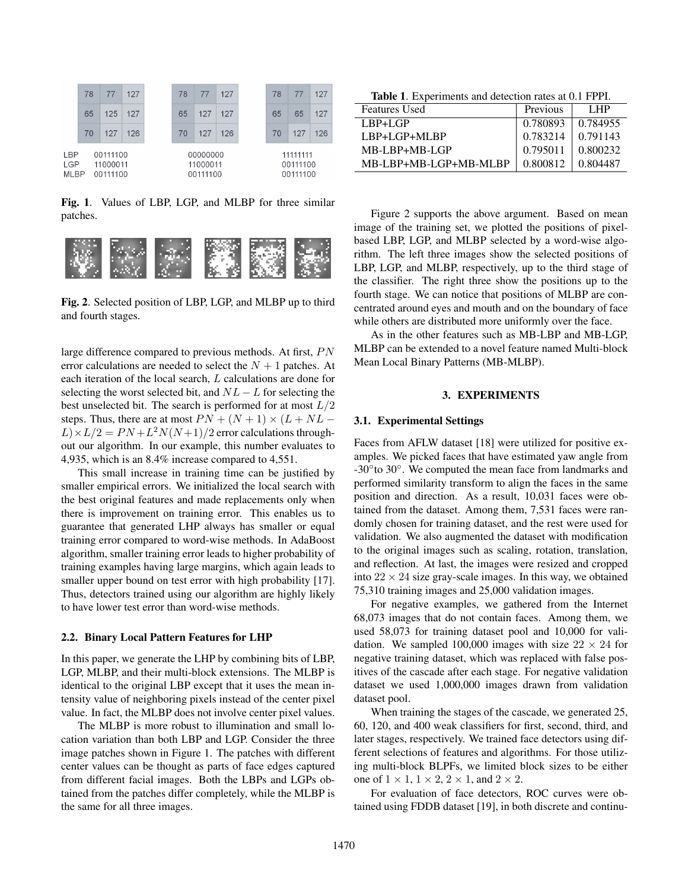large difference compared to previous methods. At first, $PN$ error calculations are needed to select the $N+1$ patches. At each iteration of the local search, $L$ calculations are done for selecting the worst selected bit, and $NL-L$ for selecting the best unselected bit. The search is performed for at most $L/2$ steps. Thus, there are at most $PN+(N+1)\times(L+NL-L)\times L/2 = PN+L^2N(N+1)/2$ error calculations throughout our algorithm. In our example, this number evaluates to 4,935, which is an 8.4% increase compared to 4,551.

This small increase in training time can be justified by smaller empirical errors. We initialized the local search with the best original features and made replacements only when there is improvement on training error. This enables us to guarantee that generated LHP always has smaller or equal training error compared to word-wise methods. In AdaBoost algorithm, smaller training error leads to higher probability of training examples having large margins, which again leads to smaller upper bound on test error with high probability [17]. Thus, detectors trained using our algorithm are highly likely to have lower test error than word-wise methods.

### 2.2. Binary Local Pattern Features for LHP

In this paper, we generate the LHP by combining bits of LBP, LGP, MLBP, and their multi-block extensions. The MLBP is identical to the original LBP except that it uses the mean intensity value of neighboring pixels instead of the center pixel value. In fact, the MLBP does not involve center pixel values.

The MLBP is more robust to illumination and small location variation than both LBP and LGP. Consider the three image patches shown in Figure 1. The patches with different center values can be thought as parts of face edges captured from different facial images. Both the LBPs and LGPs obtained from the patches differ completely, while the MLBP is the same for all three images.

| 78 | 77 | 127 |
|---|---|---|
| 65 | 125 | 127 |
| 70 | 127 | 126 |

| 78 | 77 | 127 |
|---|---|---|
| 65 | 127 | 127 |
| 70 | 127 | 126 |

| 78 | 77 | 127 |
|---|---|---|
| 65 | 65 | 127 |
| 70 | 127 | 126 |

| | Patch 1 | Patch 2 | Patch 3 |
|---|---|---|---|
| LBP | 00111100 | 00000000 | 11111111 |
| LGP | 11000011 | 11000011 | 00111100 |
| MLBP | 00111100 | 00111100 | 00111100 |

**Fig. 1**. Values of LBP, LGP, and MLBP for three similar patches.

**Fig. 2**. Selected position of LBP, LGP, and MLBP up to third and fourth stages.

Figure 2 supports the above argument. Based on mean image of the training set, we plotted the positions of pixel-based LBP, LGP, and MLBP selected by a word-wise algorithm. The left three images show the selected positions of LBP, LGP, and MLBP, respectively, up to the third stage of the classifier. The right three show the positions up to the fourth stage. We can notice that positions of MLBP are concentrated around eyes and mouth and on the boundary of face while others are distributed more uniformly over the face.

As in the other features such as MB-LBP and MB-LGP, MLBP can be extended to a novel feature named Multi-block Mean Local Binary Patterns (MB-MLBP).

**Table 1**. Experiments and detection rates at 0.1 FPPI.

| Features Used | Previous | LHP |
|---|---|---|
| LBP+LGP | 0.780893 | 0.784955 |
| LBP+LGP+MLBP | 0.783214 | 0.791143 |
| MB-LBP+MB-LGP | 0.795011 | 0.800232 |
| MB-LBP+MB-LGP+MB-MLBP | 0.800812 | 0.804487 |

## 3. EXPERIMENTS

### 3.1. Experimental Settings

Faces from AFLW dataset [18] were utilized for positive examples. We picked faces that have estimated yaw angle from -30°to 30°. We computed the mean face from landmarks and performed similarity transform to align the faces in the same position and direction. As a result, 10,031 faces were obtained from the dataset. Among them, 7,531 faces were randomly chosen for training dataset, and the rest were used for validation. We also augmented the dataset with modification to the original images such as scaling, rotation, translation, and reflection. At last, the images were resized and cropped into $22\times24$ size gray-scale images. In this way, we obtained 75,310 training images and 25,000 validation images.

For negative examples, we gathered from the Internet 68,073 images that do not contain faces. Among them, we used 58,073 for training dataset pool and 10,000 for validation. We sampled 100,000 images with size $22\times24$ for negative training dataset, which was replaced with false positives of the cascade after each stage. For negative validation dataset we used 1,000,000 images drawn from validation dataset pool.

When training the stages of the cascade, we generated 25, 60, 120, and 400 weak classifiers for first, second, third, and later stages, respectively. We trained face detectors using different selections of features and algorithms. For those utilizing multi-block BLPFs, we limited block sizes to be either one of $1\times1$, $1\times2$, $2\times1$, and $2\times2$.

For evaluation of face detectors, ROC curves were obtained using FDDB dataset [19], in both discrete and continu-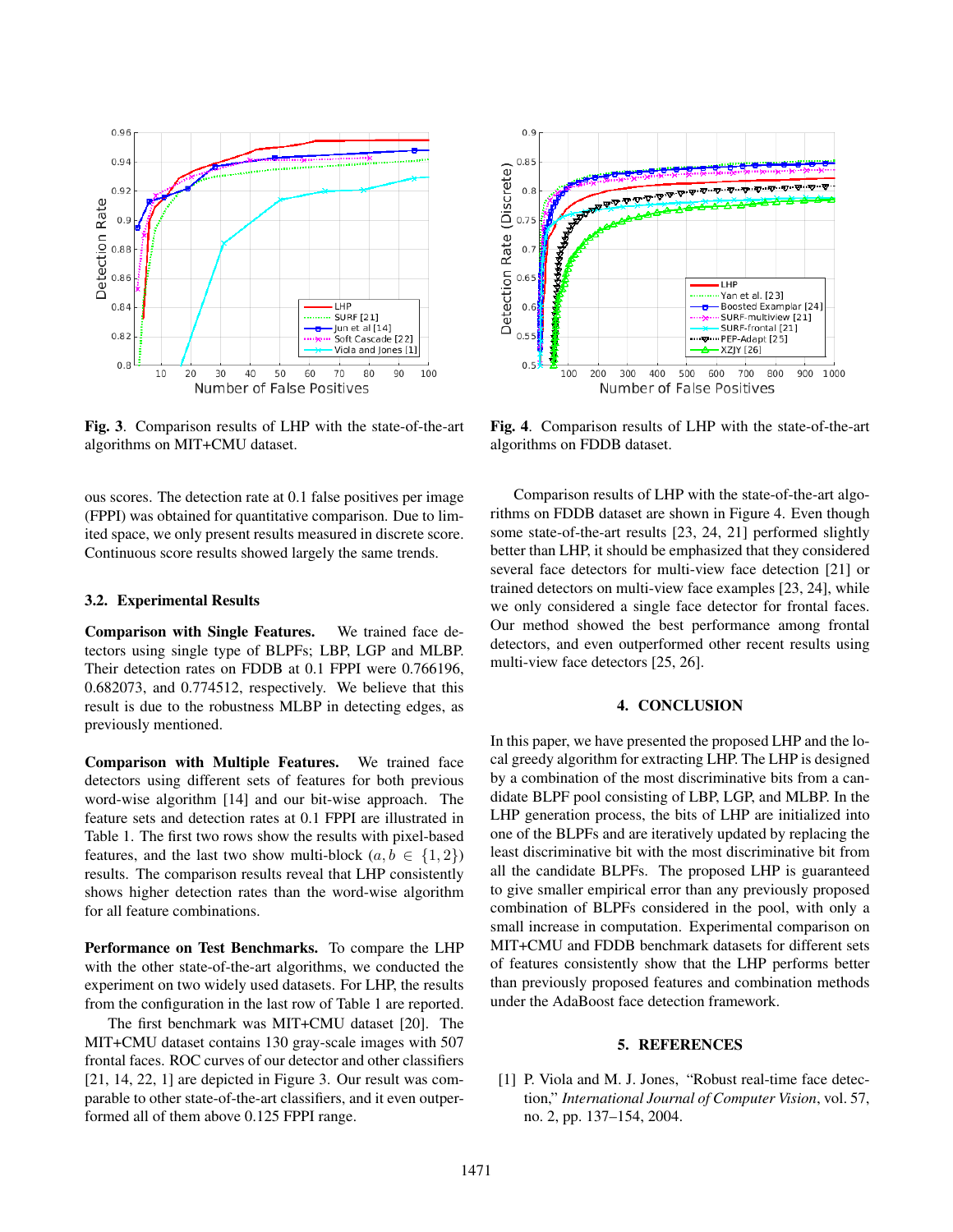Fig. 3. Comparison results of LHP with the state-of-the-art algorithms on MIT+CMU dataset.

Fig. 4. Comparison results of LHP with the state-of-the-art algorithms on FDDB dataset.

ous scores. The detection rate at 0.1 false positives per image (FPPI) was obtained for quantitative comparison. Due to limited space, we only present results measured in discrete score. Continuous score results showed largely the same trends.

### 3.2. Experimental Results

**Comparison with Single Features.** We trained face detectors using single type of BLPFs; LBP, LGP and MLBP. Their detection rates on FDDB at 0.1 FPPI were 0.766196, 0.682073, and 0.774512, respectively. We believe that this result is due to the robustness MLBP in detecting edges, as previously mentioned.

**Comparison with Multiple Features.** We trained face detectors using different sets of features for both previous word-wise algorithm [14] and our bit-wise approach. The feature sets and detection rates at 0.1 FPPI are illustrated in Table 1. The first two rows show the results with pixel-based features, and the last two show multi-block ($a, b \in \{1, 2\}$) results. The comparison results reveal that LHP consistently shows higher detection rates than the word-wise algorithm for all feature combinations.

**Performance on Test Benchmarks.** To compare the LHP with the other state-of-the-art algorithms, we conducted the experiment on two widely used datasets. For LHP, the results from the configuration in the last row of Table 1 are reported.

The first benchmark was MIT+CMU dataset [20]. The MIT+CMU dataset contains 130 gray-scale images with 507 frontal faces. ROC curves of our detector and other classifiers [21, 14, 22, 1] are depicted in Figure 3. Our result was comparable to other state-of-the-art classifiers, and it even outperformed all of them above 0.125 FPPI range.

Comparison results of LHP with the state-of-the-art algorithms on FDDB dataset are shown in Figure 4. Even though some state-of-the-art results [23, 24, 21] performed slightly better than LHP, it should be emphasized that they considered several face detectors for multi-view face detection [21] or trained detectors on multi-view face examples [23, 24], while we only considered a single face detector for frontal faces. Our method showed the best performance among frontal detectors, and even outperformed other recent results using multi-view face detectors [25, 26].

## 4. CONCLUSION

In this paper, we have presented the proposed LHP and the local greedy algorithm for extracting LHP. The LHP is designed by a combination of the most discriminative bits from a candidate BLPF pool consisting of LBP, LGP, and MLBP. In the LHP generation process, the bits of LHP are initialized into one of the BLPFs and are iteratively updated by replacing the least discriminative bit with the most discriminative bit from all the candidate BLPFs. The proposed LHP is guaranteed to give smaller empirical error than any previously proposed combination of BLPFs considered in the pool, with only a small increase in computation. Experimental comparison on MIT+CMU and FDDB benchmark datasets for different sets of features consistently show that the LHP performs better than previously proposed features and combination methods under the AdaBoost face detection framework.

## 5. REFERENCES

[1] P. Viola and M. J. Jones, "Robust real-time face detection," *International Journal of Computer Vision*, vol. 57, no. 2, pp. 137–154, 2004.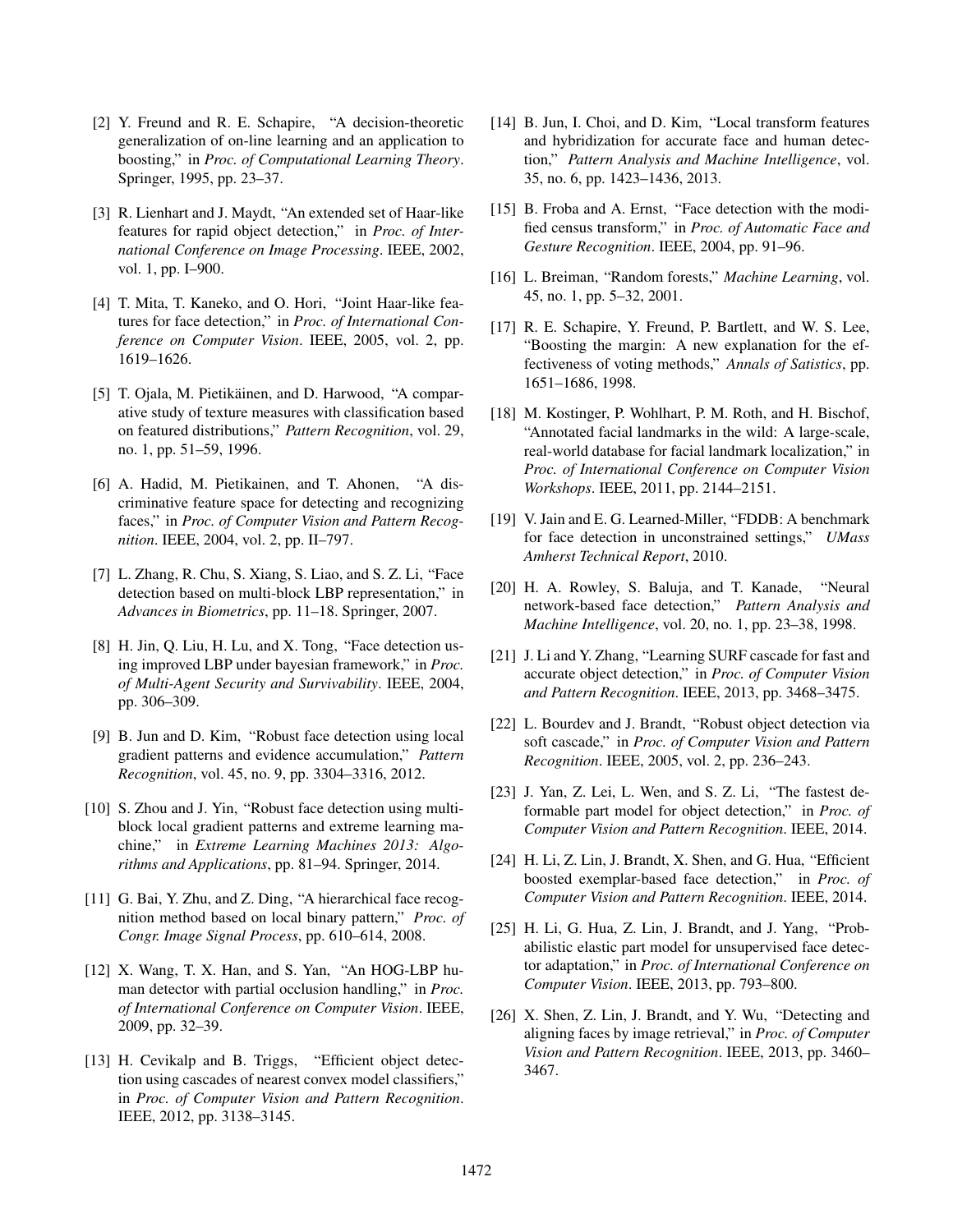[2] Y. Freund and R. E. Schapire, "A decision-theoretic generalization of on-line learning and an application to boosting," in *Proc. of Computational Learning Theory*. Springer, 1995, pp. 23–37.

[3] R. Lienhart and J. Maydt, "An extended set of Haar-like features for rapid object detection," in *Proc. of International Conference on Image Processing*. IEEE, 2002, vol. 1, pp. I–900.

[4] T. Mita, T. Kaneko, and O. Hori, "Joint Haar-like features for face detection," in *Proc. of International Conference on Computer Vision*. IEEE, 2005, vol. 2, pp. 1619–1626.

[5] T. Ojala, M. Pietikäinen, and D. Harwood, "A comparative study of texture measures with classification based on featured distributions," *Pattern Recognition*, vol. 29, no. 1, pp. 51–59, 1996.

[6] A. Hadid, M. Pietikainen, and T. Ahonen, "A discriminative feature space for detecting and recognizing faces," in *Proc. of Computer Vision and Pattern Recognition*. IEEE, 2004, vol. 2, pp. II–797.

[7] L. Zhang, R. Chu, S. Xiang, S. Liao, and S. Z. Li, "Face detection based on multi-block LBP representation," in *Advances in Biometrics*, pp. 11–18. Springer, 2007.

[8] H. Jin, Q. Liu, H. Lu, and X. Tong, "Face detection using improved LBP under bayesian framework," in *Proc. of Multi-Agent Security and Survivability*. IEEE, 2004, pp. 306–309.

[9] B. Jun and D. Kim, "Robust face detection using local gradient patterns and evidence accumulation," *Pattern Recognition*, vol. 45, no. 9, pp. 3304–3316, 2012.

[10] S. Zhou and J. Yin, "Robust face detection using multi-block local gradient patterns and extreme learning machine," in *Extreme Learning Machines 2013: Algorithms and Applications*, pp. 81–94. Springer, 2014.

[11] G. Bai, Y. Zhu, and Z. Ding, "A hierarchical face recognition method based on local binary pattern," *Proc. of Congr. Image Signal Process*, pp. 610–614, 2008.

[12] X. Wang, T. X. Han, and S. Yan, "An HOG-LBP human detector with partial occlusion handling," in *Proc. of International Conference on Computer Vision*. IEEE, 2009, pp. 32–39.

[13] H. Cevikalp and B. Triggs, "Efficient object detection using cascades of nearest convex model classifiers," in *Proc. of Computer Vision and Pattern Recognition*. IEEE, 2012, pp. 3138–3145.

[14] B. Jun, I. Choi, and D. Kim, "Local transform features and hybridization for accurate face and human detection," *Pattern Analysis and Machine Intelligence*, vol. 35, no. 6, pp. 1423–1436, 2013.

[15] B. Froba and A. Ernst, "Face detection with the modified census transform," in *Proc. of Automatic Face and Gesture Recognition*. IEEE, 2004, pp. 91–96.

[16] L. Breiman, "Random forests," *Machine Learning*, vol. 45, no. 1, pp. 5–32, 2001.

[17] R. E. Schapire, Y. Freund, P. Bartlett, and W. S. Lee, "Boosting the margin: A new explanation for the effectiveness of voting methods," *Annals of Satistics*, pp. 1651–1686, 1998.

[18] M. Kostinger, P. Wohlhart, P. M. Roth, and H. Bischof, "Annotated facial landmarks in the wild: A large-scale, real-world database for facial landmark localization," in *Proc. of International Conference on Computer Vision Workshops*. IEEE, 2011, pp. 2144–2151.

[19] V. Jain and E. G. Learned-Miller, "FDDB: A benchmark for face detection in unconstrained settings," *UMass Amherst Technical Report*, 2010.

[20] H. A. Rowley, S. Baluja, and T. Kanade, "Neural network-based face detection," *Pattern Analysis and Machine Intelligence*, vol. 20, no. 1, pp. 23–38, 1998.

[21] J. Li and Y. Zhang, "Learning SURF cascade for fast and accurate object detection," in *Proc. of Computer Vision and Pattern Recognition*. IEEE, 2013, pp. 3468–3475.

[22] L. Bourdev and J. Brandt, "Robust object detection via soft cascade," in *Proc. of Computer Vision and Pattern Recognition*. IEEE, 2005, vol. 2, pp. 236–243.

[23] J. Yan, Z. Lei, L. Wen, and S. Z. Li, "The fastest deformable part model for object detection," in *Proc. of Computer Vision and Pattern Recognition*. IEEE, 2014.

[24] H. Li, Z. Lin, J. Brandt, X. Shen, and G. Hua, "Efficient boosted exemplar-based face detection," in *Proc. of Computer Vision and Pattern Recognition*. IEEE, 2014.

[25] H. Li, G. Hua, Z. Lin, J. Brandt, and J. Yang, "Probabilistic elastic part model for unsupervised face detector adaptation," in *Proc. of International Conference on Computer Vision*. IEEE, 2013, pp. 793–800.

[26] X. Shen, Z. Lin, J. Brandt, and Y. Wu, "Detecting and aligning faces by image retrieval," in *Proc. of Computer Vision and Pattern Recognition*. IEEE, 2013, pp. 3460–3467.